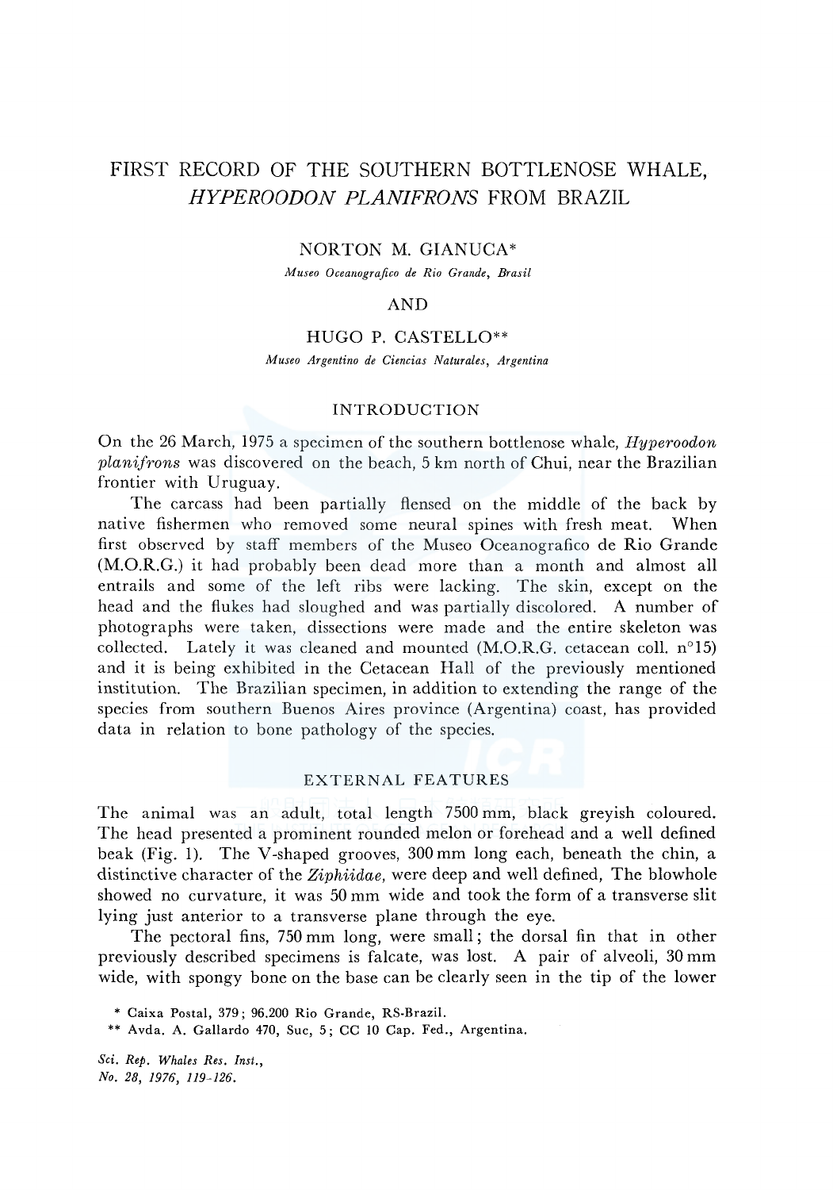# FIRST RECORD OF THE SOUTHERN BOTTLENOSE WHALE, *HYPEROODON PLANIFRONS* FROM BRAZIL

NORTON M. GIANUCA*

*Museo Oceanografico de Rio Grande, Brasil*

AND

HUGO P. CASTELLO**

*Museo Argentino de Ciencias Naturales, Argentina*

## INTRODUCTION

On the 26 March, 1975 a specimen of the southern bottlenose whale, *Hyperoodon planifrons* was discovered on the beach, 5 km north of Chui, near the Brazilian frontier with Uruguay.

The carcass had been partially flensed on the middle of the back by native fishermen who removed some neural spines with fresh meat. When first observed by staff members of the Museo Oceanografico de Rio Grande (M.O.R.G.) it had probably been dead more than a month and almost all entrails and some of the left ribs were lacking. The skin, except on the head and the flukes had sloughed and was partially discolored. A number of photographs were taken, dissections were made and the entire skeleton was collected. Lately it was cleaned and mounted (M.O.R.G. cetacean coll. n°15) and it is being exhibited in the Cetacean Hall of the previously mentioned institution. The Brazilian specimen, in addition to extending the range of the species from southern Buenos Aires province (Argentina) coast, has provided data in relation to bone pathology of the species.

## EXTERNAL FEATURES

The animal was an adult, total length 7500 mm, black greyish coloured. The head presented a prominent rounded melon or forehead and a well defined beak (Fig. 1). The V-shaped grooves, 300 mm long each, beneath the chin, a distinctive character of the *Ziphiidae*, were deep and well defined, The blowhole showed no curvature, it was 50 mm wide and took the form of a transverse slit lying just anterior to a transverse plane through the eye.

The pectoral fins, 750 mm long, were small; the dorsal fin that in other previously described specimens is falcate, was lost. A pair of alveoli, 30 mm wide, with spongy bone on the base can be clearly seen in the tip of the lower

\* Caixa Postal, 379; 96.200 Rio Grande, RS-Brazil.

\*\* Avda. A. Gallardo 470, Suc, 5; CC 10 Cap. Fed., Argentina.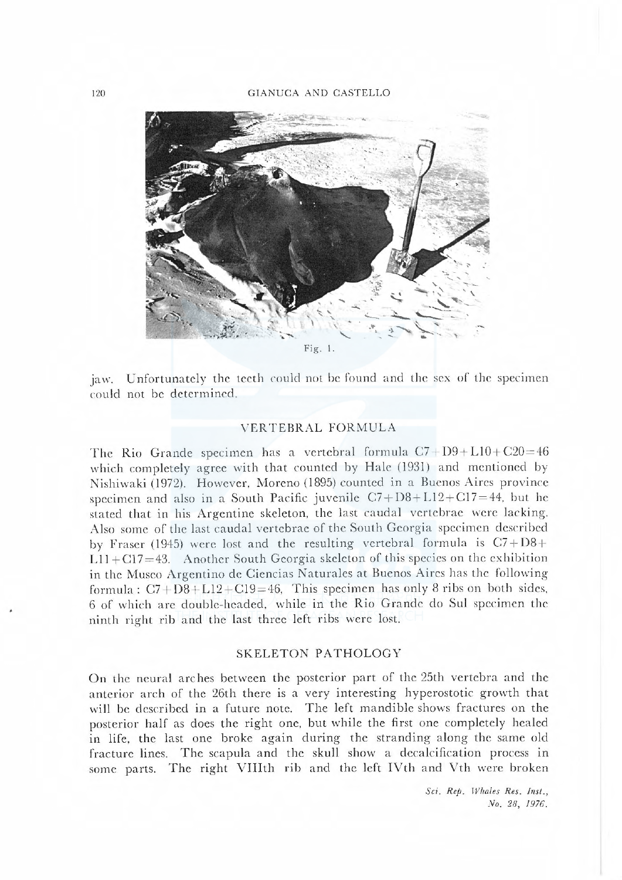Fig. 1.

jaw. Unfortunately the teeth could not be found and the sex of the specimen could not be determined.

## VERTEBRAL FORMULA

The Rio Grande specimen has a vertebral formula C7+D9+L10+C20=46 which completely agree with that counted by Hale (1931) and mentioned by Nishiwaki (1972). However, Moreno (1895) counted in a Buenos Aires province specimen and also in a South Pacific juvenile C7+D8+L12+C17=44, but he stated that in his Argentine skeleton, the last caudal vertebrae were lacking. Also some of the last caudal vertebrae of the South Georgia specimen described by Fraser (1945) were lost and the resulting vertebral formula is C7+D8+L11+C17=43. Another South Georgia skeleton of this species on the exhibition in the Museo Argentino de Ciencias Naturales at Buenos Aires has the following formula: C7+D8+L12+C19=46. This specimen has only 8 ribs on both sides, 6 of which are double-headed, while in the Rio Grande do Sul specimen the ninth right rib and the last three left ribs were lost.

## SKELETON PATHOLOGY

On the neural arches between the posterior part of the 25th vertebra and the anterior arch of the 26th there is a very interesting hyperostotic growth that will be described in a future note. The left mandible shows fractures on the posterior half as does the right one, but while the first one completely healed in life, the last one broke again during the stranding along the same old fracture lines. The scapula and the skull show a decalcification process in some parts. The right VIIIth rib and the left IVth and Vth were broken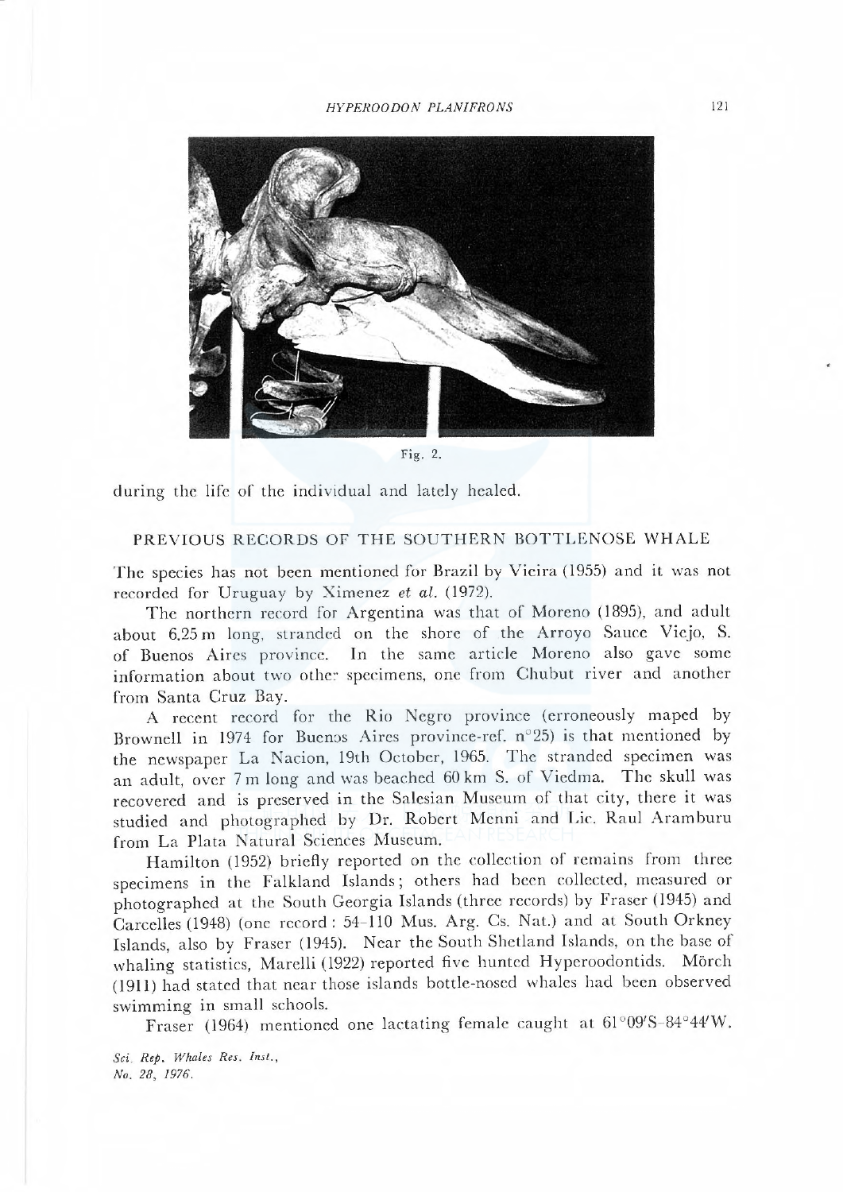Fig. 2.

during the life of the individual and lately healed.

## PREVIOUS RECORDS OF THE SOUTHERN BOTTLENOSE WHALE

The species has not been mentioned for Brazil by Vieira (1955) and it was not recorded for Uruguay by Ximenez *et al.* (1972).

The northern record for Argentina was that of Moreno (1895), and adult about 6.25 m long, stranded on the shore of the Arroyo Sauce Viejo, S. of Buenos Aires province. In the same article Moreno also gave some information about two other specimens, one from Chubut river and another from Santa Cruz Bay.

A recent record for the Rio Negro province (erroneously maped by Brownell in 1974 for Buenos Aires province-ref. n°25) is that mentioned by the newspaper La Nacion, 19th October, 1965. The stranded specimen was an adult, over 7 m long and was beached 60 km S. of Viedma. The skull was recovered and is preserved in the Salesian Museum of that city, there it was studied and photographed by Dr. Robert Menni and Lic. Raul Aramburu from La Plata Natural Sciences Museum.

Hamilton (1952) briefly reported on the collection of remains from three specimens in the Falkland Islands; others had been collected, measured or photographed at the South Georgia Islands (three records) by Fraser (1945) and Carcelles (1948) (one record: 54–110 Mus. Arg. Cs. Nat.) and at South Orkney Islands, also by Fraser (1945). Near the South Shetland Islands, on the base of whaling statistics, Marelli (1922) reported five hunted Hyperoodontids. Mörch (1911) had stated that near those islands bottle-nosed whales had been observed swimming in small schools.

Fraser (1964) mentioned one lactating female caught at 61°09′S–84°44′W.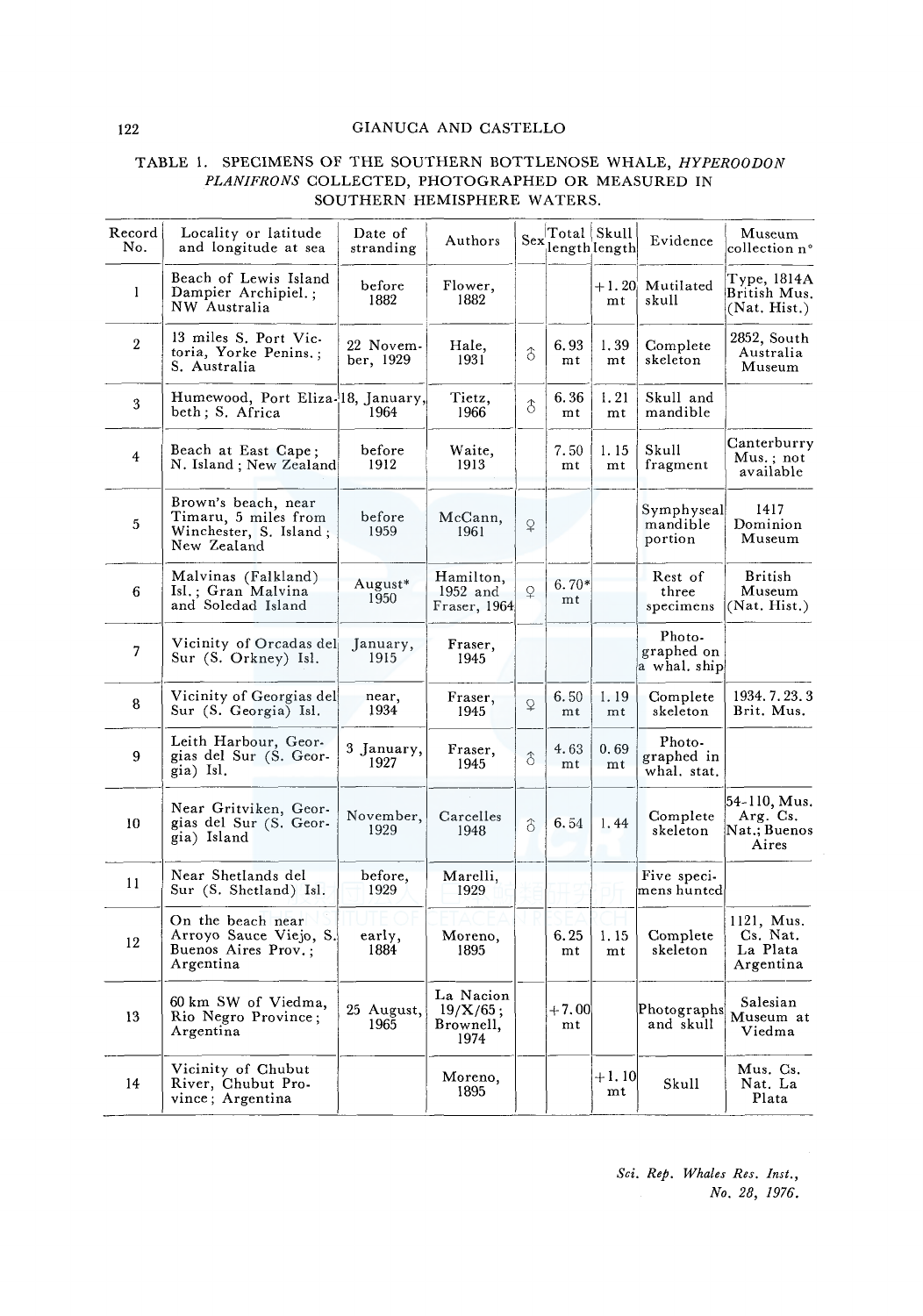TABLE 1. SPECIMENS OF THE SOUTHERN BOTTLENOSE WHALE, *HYPEROODON PLANIFRONS* COLLECTED, PHOTOGRAPHED OR MEASURED IN SOUTHERN HEMISPHERE WATERS.

| Record No. | Locality or latitude and longitude at sea | Date of stranding | Authors | Sex | Total length | Skull length | Evidence | Museum collection n° |
|---|---|---|---|---|---|---|---|---|
| 1 | Beach of Lewis Island Dampier Archipiel.; NW Australia | before 1882 | Flower, 1882 | | | +1.20 mt | Mutilated skull | Type, 1814A British Mus. (Nat. Hist.) |
| 2 | 13 miles S. Port Victoria, Yorke Penins.; S. Australia | 22 November, 1929 | Hale, 1931 | ♂ | 6.93 mt | 1.39 mt | Complete skeleton | 2852, South Australia Museum |
| 3 | Humewood, Port Elizabeth; S. Africa | 18, January, 1964 | Tietz, 1966 | ♂ | 6.36 mt | 1.21 mt | Skull and mandible | |
| 4 | Beach at East Cape; N. Island; New Zealand | before 1912 | Waite, 1913 | | 7.50 mt | 1.15 mt | Skull fragment | Canterburry Mus.; not available |
| 5 | Brown's beach, near Timaru, 5 miles from Winchester, S. Island; New Zealand | before 1959 | McCann, 1961 | ♀ | | | Symphyseal mandible portion | 1417 Dominion Museum |
| 6 | Malvinas (Falkland) Isl.; Gran Malvina and Soledad Island | August* 1950 | Hamilton, 1952 and Fraser, 1964 | ♀ | 6.70* mt | | Rest of three specimens | British Museum (Nat. Hist.) |
| 7 | Vicinity of Orcadas del Sur (S. Orkney) Isl. | January, 1915 | Fraser, 1945 | | | | Photographed on a whal. ship | |
| 8 | Vicinity of Georgias del Sur (S. Georgia) Isl. | near, 1934 | Fraser, 1945 | ♀ | 6.50 mt | 1.19 mt | Complete skeleton | 1934.7.23.3 Brit. Mus. |
| 9 | Leith Harbour, Georgias del Sur (S. Georgia) Isl. | 3 January, 1927 | Fraser, 1945 | ♂ | 4.63 mt | 0.69 mt | Photographed in whal. stat. | |
| 10 | Near Gritviken, Georgias del Sur (S. Georgia) Island | November, 1929 | Carcelles 1948 | ♂ | 6.54 | 1.44 | Complete skeleton | 54-110, Mus. Arg. Cs. Nat.; Buenos Aires |
| 11 | Near Shetlands del Sur (S. Shetland) Isl. | before, 1929 | Marelli, 1929 | | | | Five specimens hunted | |
| 12 | On the beach near Arroyo Sauce Viejo, S. Buenos Aires Prov.; Argentina | early, 1884 | Moreno, 1895 | | 6.25 mt | 1.15 mt | Complete skeleton | 1121, Mus. Cs. Nat. La Plata Argentina |
| 13 | 60 km SW of Viedma, Rio Negro Province; Argentina | 25 August, 1965 | La Nacion 19/X/65; Brownell, 1974 | | +7.00 mt | | Photographs and skull | Salesian Museum at Viedma |
| 14 | Vicinity of Chubut River, Chubut Province; Argentina | | Moreno, 1895 | | | +1.10 mt | Skull | Mus. Cs. Nat. La Plata |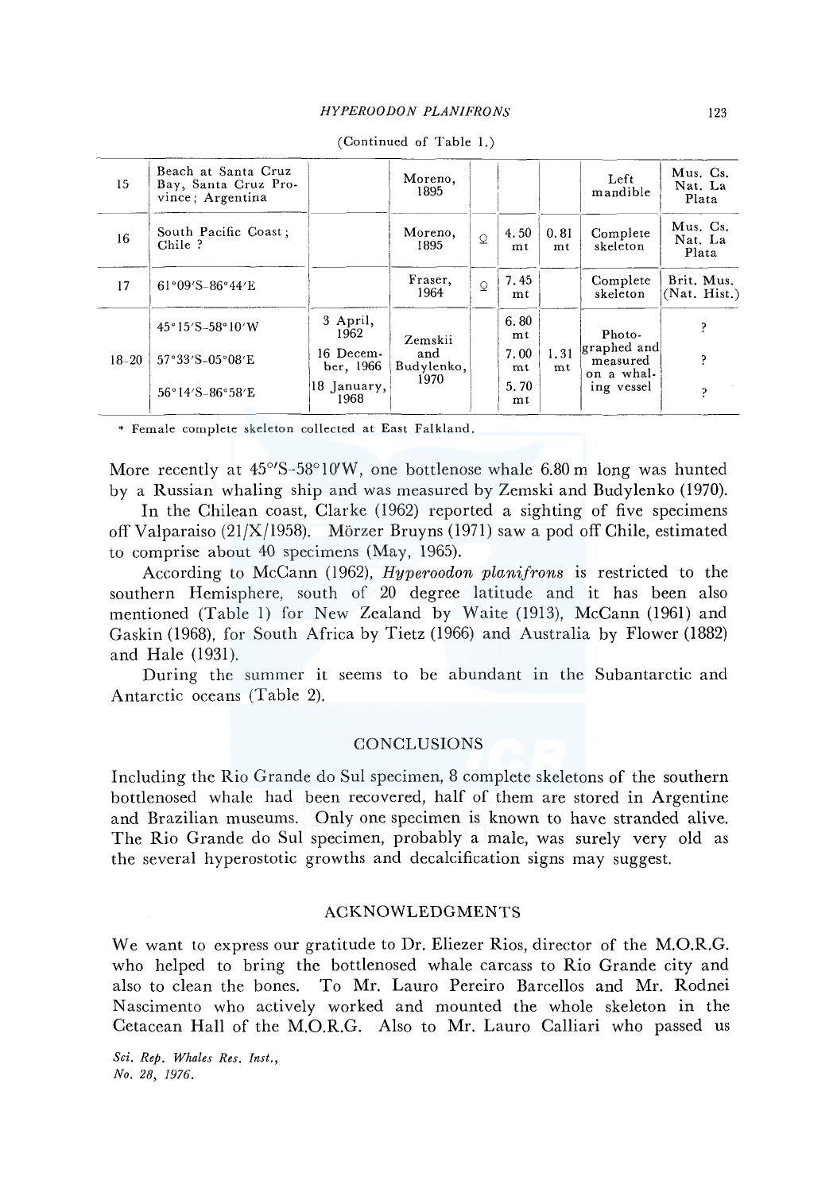(Continued of Table 1.)

| | | | | | | | | |
|---|---|---|---|---|---|---|---|---|
| 15 | Beach at Santa Cruz Bay, Santa Cruz Province; Argentina | | Moreno, 1895 | | | | Left mandible | Mus. Cs. Nat. La Plata |
| 16 | South Pacific Coast; Chile ? | | Moreno, 1895 | ♀ | 4.50 mt | 0.81 mt | Complete skeleton | Mus. Cs. Nat. La Plata |
| 17 | 61°09′S–86°44′E | | Fraser, 1964 | ♀ | 7.45 mt | | Complete skeleton | Brit. Mus. (Nat. Hist.) |
| 18–20 | 45°15′S–58°10′W | 3 April, 1962 | Zemskii and Budylenko, 1970 | | 6.80 mt | 1.31 mt | Photographed and measured on a whaling vessel | ? |
| | 57°33′S–05°08′E | 16 December, 1966 | | | 7.00 mt | | | ? |
| | 56°14′S–86°58′E | 18 January, 1968 | | | 5.70 mt | | | ? |

* Female complete skeleton collected at East Falkland.

More recently at 45°′S–58°10′W, one bottlenose whale 6.80 m long was hunted by a Russian whaling ship and was measured by Zemski and Budylenko (1970).

In the Chilean coast, Clarke (1962) reported a sighting of five specimens off Valparaiso (21/X/1958). Mörzer Bruyns (1971) saw a pod off Chile, estimated to comprise about 40 specimens (May, 1965).

According to McCann (1962), *Hyperoodon planifrons* is restricted to the southern Hemisphere, south of 20 degree latitude and it has been also mentioned (Table 1) for New Zealand by Waite (1913), McCann (1961) and Gaskin (1968), for South Africa by Tietz (1966) and Australia by Flower (1882) and Hale (1931).

During the summer it seems to be abundant in the Subantarctic and Antarctic oceans (Table 2).

## CONCLUSIONS

Including the Rio Grande do Sul specimen, 8 complete skeletons of the southern bottlenosed whale had been recovered, half of them are stored in Argentine and Brazilian museums. Only one specimen is known to have stranded alive. The Rio Grande do Sul specimen, probably a male, was surely very old as the several hyperostotic growths and decalcification signs may suggest.

## ACKNOWLEDGMENTS

We want to express our gratitude to Dr. Eliezer Rios, director of the M.O.R.G. who helped to bring the bottlenosed whale carcass to Rio Grande city and also to clean the bones. To Mr. Lauro Pereiro Barcellos and Mr. Rodnei Nascimento who actively worked and mounted the whole skeleton in the Cetacean Hall of the M.O.R.G. Also to Mr. Lauro Calliari who passed us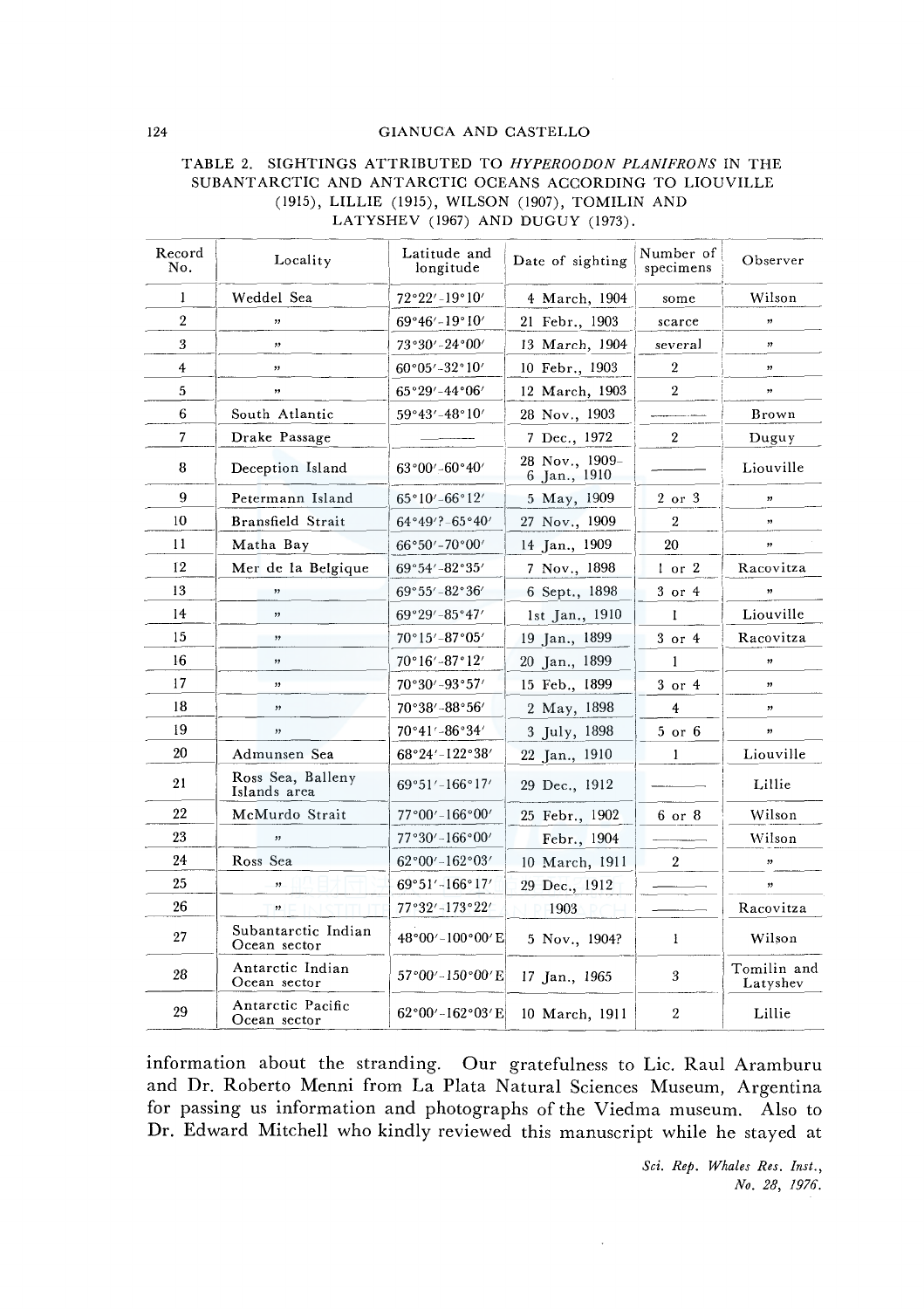TABLE 2. SIGHTINGS ATTRIBUTED TO *HYPEROODON PLANIFRONS* IN THE SUBANTARCTIC AND ANTARCTIC OCEANS ACCORDING TO LIOUVILLE (1915), LILLIE (1915), WILSON (1907), TOMILIN AND LATYSHEV (1967) AND DUGUY (1973).

| Record No. | Locality | Latitude and longitude | Date of sighting | Number of specimens | Observer |
|---|---|---|---|---|---|
| 1 | Weddel Sea | 72°22′-19°10′ | 4 March, 1904 | some | Wilson |
| 2 | " | 69°46′-19°10′ | 21 Febr., 1903 | scarce | " |
| 3 | " | 73°30′-24°00′ | 13 March, 1904 | several | " |
| 4 | " | 60°05′-32°10′ | 10 Febr., 1903 | 2 | " |
| 5 | " | 65°29′-44°06′ | 12 March, 1903 | 2 | " |
| 6 | South Atlantic | 59°43′-48°10′ | 28 Nov., 1903 | ——— | Brown |
| 7 | Drake Passage | ——— | 7 Dec., 1972 | 2 | Duguy |
| 8 | Deception Island | 63°00′-60°40′ | 28 Nov., 1909–6 Jan., 1910 | ——— | Liouville |
| 9 | Petermann Island | 65°10′-66°12′ | 5 May, 1909 | 2 or 3 | " |
| 10 | Bransfield Strait | 64°49′?-65°40′ | 27 Nov., 1909 | 2 | " |
| 11 | Matha Bay | 66°50′-70°00′ | 14 Jan., 1909 | 20 | " |
| 12 | Mer de la Belgique | 69°54′-82°35′ | 7 Nov., 1898 | 1 or 2 | Racovitza |
| 13 | " | 69°55′-82°36′ | 6 Sept., 1898 | 3 or 4 | " |
| 14 | " | 69°29′-85°47′ | 1st Jan., 1910 | 1 | Liouville |
| 15 | " | 70°15′-87°05′ | 19 Jan., 1899 | 3 or 4 | Racovitza |
| 16 | " | 70°16′-87°12′ | 20 Jan., 1899 | 1 | " |
| 17 | " | 70°30′-93°57′ | 15 Feb., 1899 | 3 or 4 | " |
| 18 | " | 70°38′-88°56′ | 2 May, 1898 | 4 | " |
| 19 | " | 70°41′-86°34′ | 3 July, 1898 | 5 or 6 | " |
| 20 | Admunsen Sea | 68°24′-122°38′ | 22 Jan., 1910 | 1 | Liouville |
| 21 | Ross Sea, Balleny Islands area | 69°51′-166°17′ | 29 Dec., 1912 | ——— | Lillie |
| 22 | McMurdo Strait | 77°00′-166°00′ | 25 Febr., 1902 | 6 or 8 | Wilson |
| 23 | " | 77°30′-166°00′ | Febr., 1904 | ——— | Wilson |
| 24 | Ross Sea | 62°00′-162°03′ | 10 March, 1911 | 2 | " |
| 25 | " | 69°51′-166°17′ | 29 Dec., 1912 | ——— | " |
| 26 | " | 77°32′-173°22′ | 1903 | ——— | Racovitza |
| 27 | Subantarctic Indian Ocean sector | 48°00′-100°00′E | 5 Nov., 1904? | 1 | Wilson |
| 28 | Antarctic Indian Ocean sector | 57°00′-150°00′E | 17 Jan., 1965 | 3 | Tomilin and Latyshev |
| 29 | Antarctic Pacific Ocean sector | 62°00′-162°03′E | 10 March, 1911 | 2 | Lillie |

information about the stranding. Our gratefulness to Lic. Raul Aramburu and Dr. Roberto Menni from La Plata Natural Sciences Museum, Argentina for passing us information and photographs of the Viedma museum. Also to Dr. Edward Mitchell who kindly reviewed this manuscript while he stayed at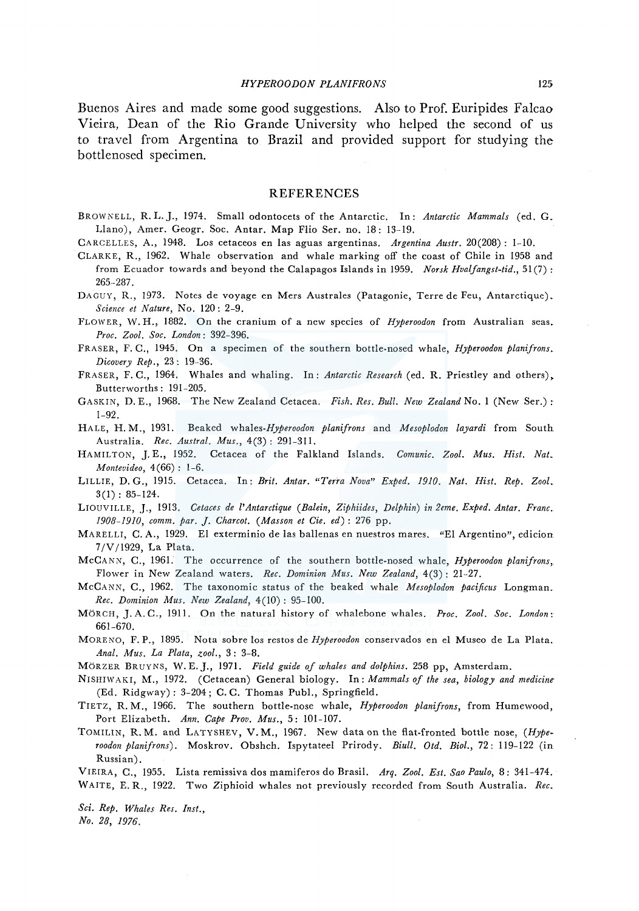Buenos Aires and made some good suggestions. Also to Prof. Euripides Falcao Vieira, Dean of the Rio Grande University who helped the second of us to travel from Argentina to Brazil and provided support for studying the bottlenosed specimen.

## REFERENCES

BROWNELL, R. L. J., 1974. Small odontocets of the Antarctic. In: *Antarctic Mammals* (ed. G. Llano), Amer. Geogr. Soc. Antar. Map Flio Ser. no. 18: 13-19.

CARCELLES, A., 1948. Los cetaceos en las aguas argentinas. *Argentina Austr.* 20(208): 1-10.

CLARKE, R., 1962. Whale observation and whale marking off the coast of Chile in 1958 and from Ecuador towards and beyond the Calapagos Islands in 1959. *Norsk Hvalfangst-tid.*, 51(7): 265-287.

DAGUY, R., 1973. Notes de voyage en Mers Australes (Patagonie, Terre de Feu, Antarctique). *Science et Nature*, No. 120: 2-9.

FLOWER, W. H., 1882. On the cranium of a new species of *Hyperoodon* from Australian seas. *Proc. Zool. Soc. London*: 392-396.

FRASER, F. C., 1945. On a specimen of the southern bottle-nosed whale, *Hyperoodon planifrons*. *Dicovery Rep.*, 23: 19-36.

FRASER, F. C., 1964. Whales and whaling. In: *Antarctic Research* (ed. R. Priestley and others), Butterworths: 191-205.

GASKIN, D. E., 1968. The New Zealand Cetacea. *Fish. Res. Bull. New Zealand* No. 1 (New Ser.): 1-92.

HALE, H. M., 1931. Beaked whales-*Hyperoodon planifrons* and *Mesoplodon layardi* from South Australia. *Rec. Austral. Mus.*, 4(3): 291-311.

HAMILTON, J. E., 1952. Cetacea of the Falkland Islands. *Comunic. Zool. Mus. Hist. Nat. Montevideo*, 4(66): 1-6.

LILLIE, D. G., 1915. Cetacea. In: *Brit. Antar. "Terra Nova" Exped. 1910. Nat. Hist. Rep. Zool.* 3(1): 85-124.

LIOUVILLE, J., 1913. *Cetaces de l'Antarctique (Balein, Ziphiides, Delphin) in 2eme. Exped. Antar. Franc. 1908-1910, comm. par. J. Charcot. (Masson et Cie. ed)*: 276 pp.

MARELLI, C. A., 1929. El exterminio de las ballenas en nuestros mares. "El Argentino", edicion 7/V/1929, La Plata.

McCANN, C., 1961. The occurrence of the southern bottle-nosed whale, *Hyperoodon planifrons*, Flower in New Zealand waters. *Rec. Dominion Mus. New Zealand*, 4(3): 21-27.

McCANN, C., 1962. The taxonomic status of the beaked whale *Mesoplodon pacificus* Longman. *Rec. Dominion Mus. New Zealand*, 4(10): 95-100.

MÖRCH, J. A. C., 1911. On the natural history of whalebone whales. *Proc. Zool. Soc. London*: 661-670.

MORENO, F. P., 1895. Nota sobre los restos de *Hyperoodon* conservados en el Museo de La Plata. *Anal. Mus. La Plata, zool.*, 3: 3-8.

MÖRZER BRUYNS, W. E. J., 1971. *Field guide of whales and dolphins.* 258 pp, Amsterdam.

NISHIWAKI, M., 1972. (Cetacean) General biology. In: *Mammals of the sea, biology and medicine* (Ed. Ridgway): 3-204; C. C. Thomas Publ., Springfield.

TIETZ, R. M., 1966. The southern bottle-nose whale, *Hyperoodon planifrons*, from Humewood, Port Elizabeth. *Ann. Cape Prov. Mus.*, 5: 101-107.

TOMILIN, R. M. and LATYSHEV, V. M., 1967. New data on the flat-fronted bottle nose, (*Hyperoodon planifrons*). Moskrov. Obshch. Ispytateel Prirody. *Biull. Otd. Biol.*, 72: 119-122 (in Russian).

VIEIRA, C., 1955. Lista remissiva dos mamiferos do Brasil. *Arq. Zool. Est. Sao Paulo*, 8: 341-474.

WAITE, E. R., 1922. Two Ziphioid whales not previously recorded from South Australia. *Rec.*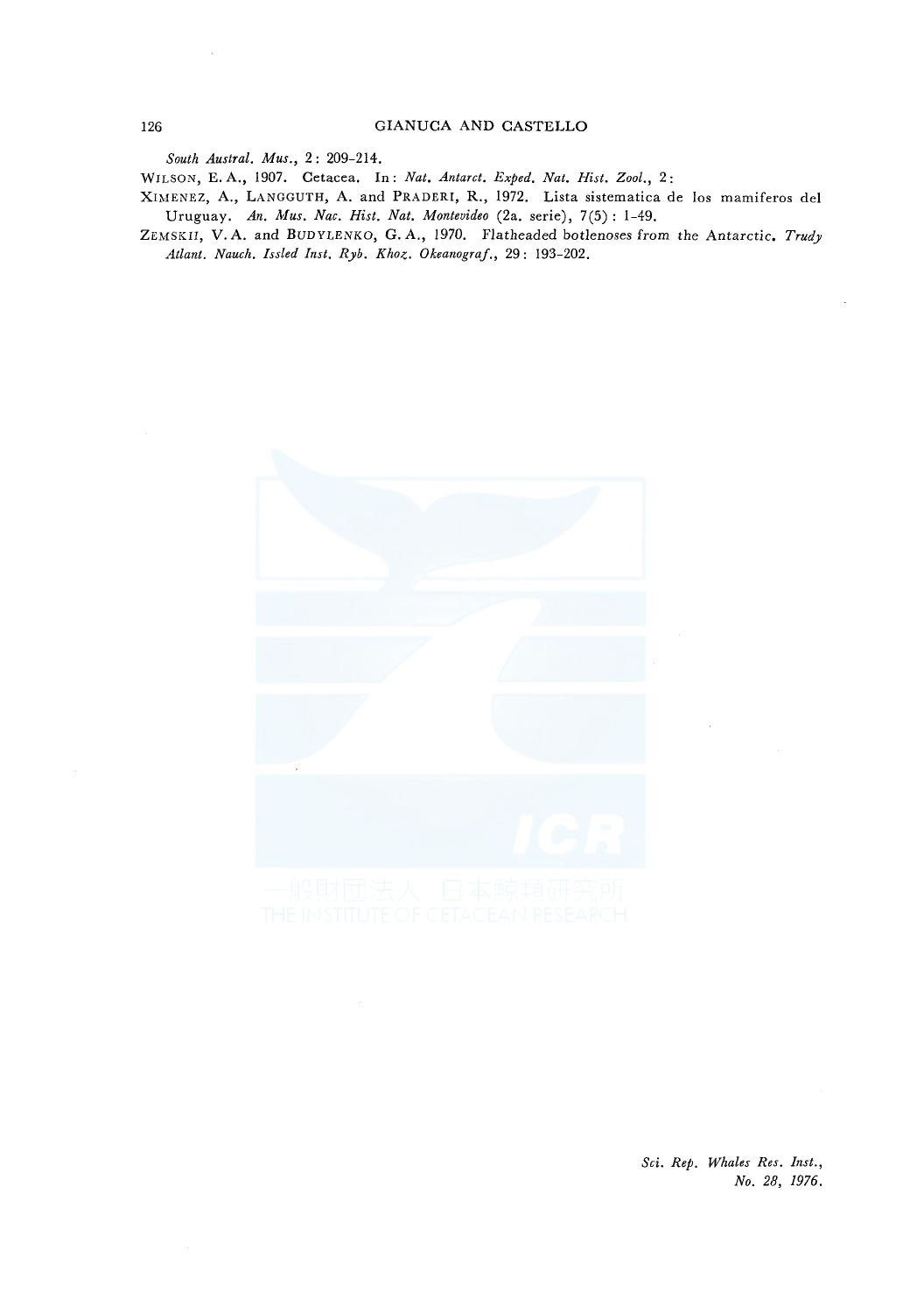*South Austral. Mus.*, 2: 209–214.

WILSON, E. A., 1907. Cetacea. In: *Nat. Antarct. Exped. Nat. Hist. Zool.*, 2:

XIMENEZ, A., LANGGUTH, A. and PRADERI, R., 1972. Lista sistematica de los mamiferos del Uruguay. *An. Mus. Nac. Hist. Nat. Montevideo* (2a. serie), 7(5): 1–49.

ZEMSKII, V. A. and BUDYLENKO, G. A., 1970. Flatheaded botlenoses from the Antarctic. *Trudy Atlant. Nauch. Issled Inst. Ryb. Khoz. Okeanograf.*, 29: 193–202.